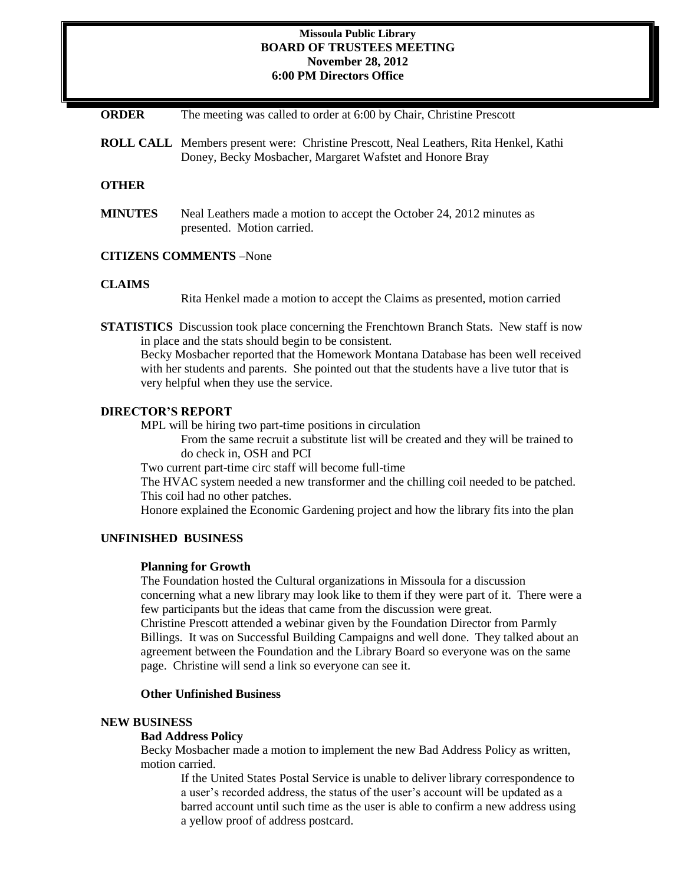# Missoula Public Library
## BOARD OF TRUSTEES MEETING
### November 28, 2012
### 6:00 PM Directors Office

**ORDER** The meeting was called to order at 6:00 by Chair, Christine Prescott

**ROLL CALL** Members present were: Christine Prescott, Neal Leathers, Rita Henkel, Kathi Doney, Becky Mosbacher, Margaret Wafstet and Honore Bray

**OTHER**

**MINUTES** Neal Leathers made a motion to accept the October 24, 2012 minutes as presented. Motion carried.

**CITIZENS COMMENTS** –None

**CLAIMS**

Rita Henkel made a motion to accept the Claims as presented, motion carried

**STATISTICS** Discussion took place concerning the Frenchtown Branch Stats. New staff is now in place and the stats should begin to be consistent.

Becky Mosbacher reported that the Homework Montana Database has been well received with her students and parents. She pointed out that the students have a live tutor that is very helpful when they use the service.

**DIRECTOR'S REPORT**

MPL will be hiring two part-time positions in circulation

From the same recruit a substitute list will be created and they will be trained to do check in, OSH and PCI

Two current part-time circ staff will become full-time

The HVAC system needed a new transformer and the chilling coil needed to be patched. This coil had no other patches.

Honore explained the Economic Gardening project and how the library fits into the plan

**UNFINISHED BUSINESS**

**Planning for Growth**

The Foundation hosted the Cultural organizations in Missoula for a discussion concerning what a new library may look like to them if they were part of it. There were a few participants but the ideas that came from the discussion were great.

Christine Prescott attended a webinar given by the Foundation Director from Parmly Billings. It was on Successful Building Campaigns and well done. They talked about an agreement between the Foundation and the Library Board so everyone was on the same page. Christine will send a link so everyone can see it.

**Other Unfinished Business**

**NEW BUSINESS**

**Bad Address Policy**

Becky Mosbacher made a motion to implement the new Bad Address Policy as written, motion carried.

> If the United States Postal Service is unable to deliver library correspondence to a user's recorded address, the status of the user's account will be updated as a barred account until such time as the user is able to confirm a new address using a yellow proof of address postcard.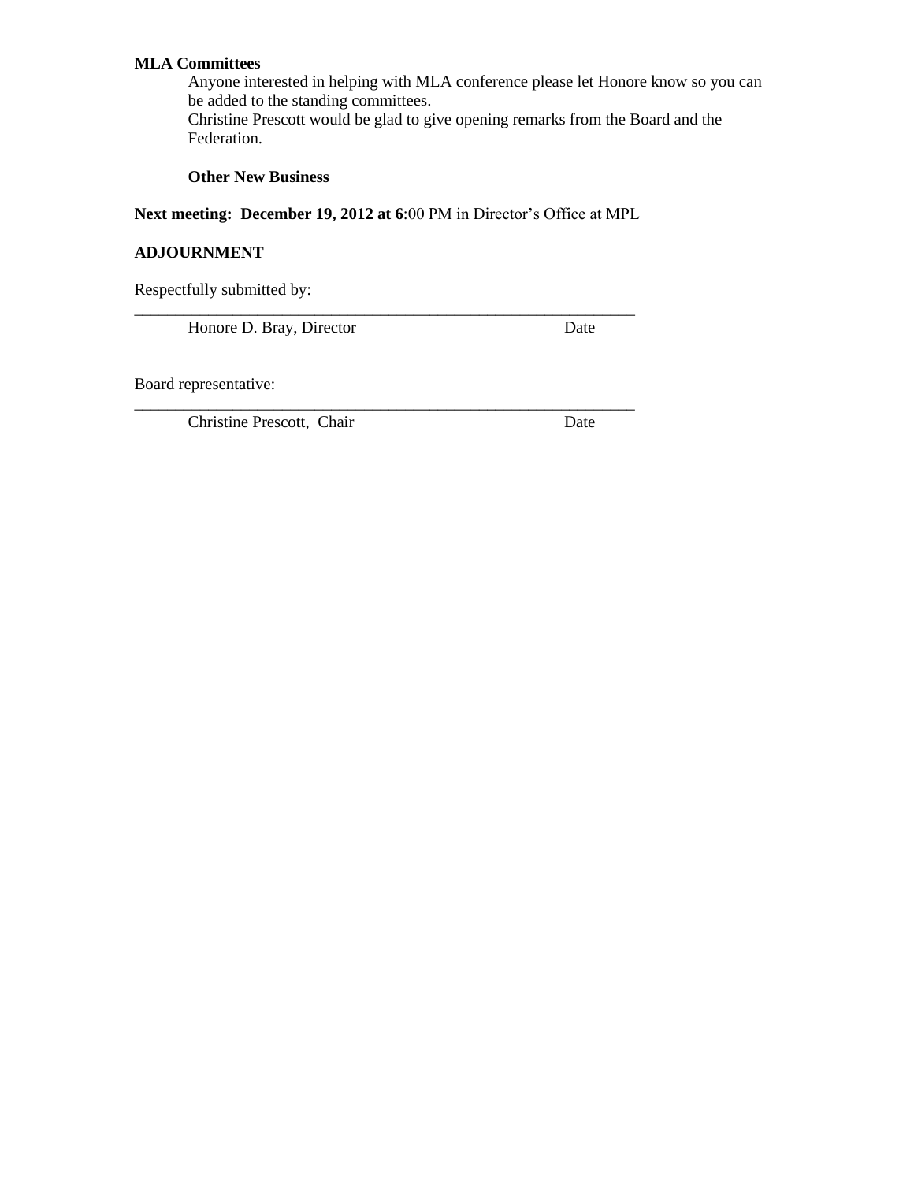**MLA Committees**

Anyone interested in helping with MLA conference please let Honore know so you can be added to the standing committees.
Christine Prescott would be glad to give opening remarks from the Board and the Federation.

**Other New Business**

**Next meeting: December 19, 2012 at 6**:00 PM in Director's Office at MPL

**ADJOURNMENT**

Respectfully submitted by:

_______________________________________________________________

Honore D. Bray, Director                                        Date

Board representative:

_______________________________________________________________

Christine Prescott, Chair                                        Date